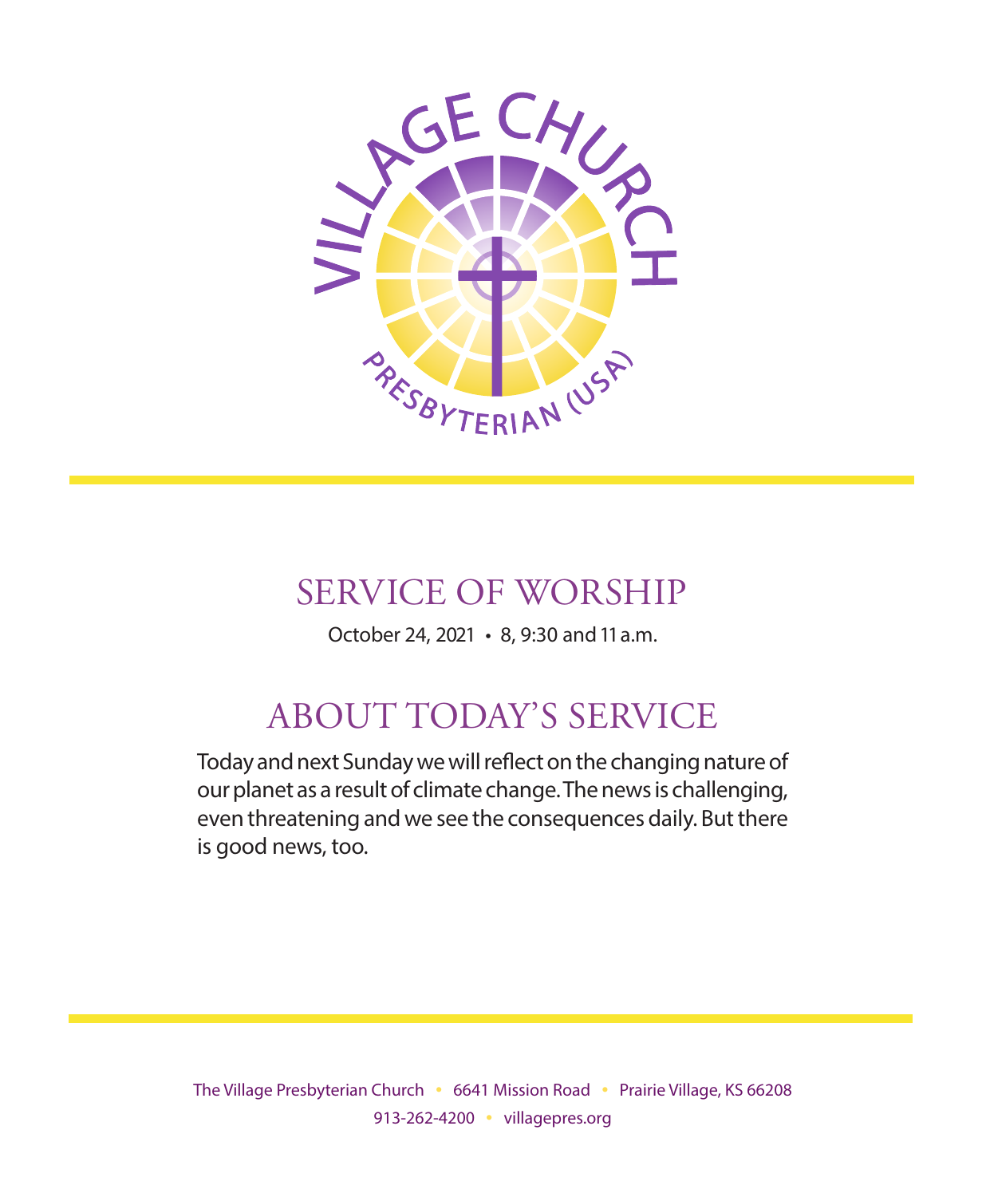VILLAGE CHURCH

PRESBYTERIAN (USA)

# SERVICE OF WORSHIP

October 24, 2021 • 8, 9:30 and 11 a.m.

## ABOUT TODAY'S SERVICE

Today and next Sunday we will reflect on the changing nature of our planet as a result of climate change. The news is challenging, even threatening and we see the consequences daily. But there is good news, too.

The Village Presbyterian Church • 6641 Mission Road • Prairie Village, KS 66208
913-262-4200 • villagepres.org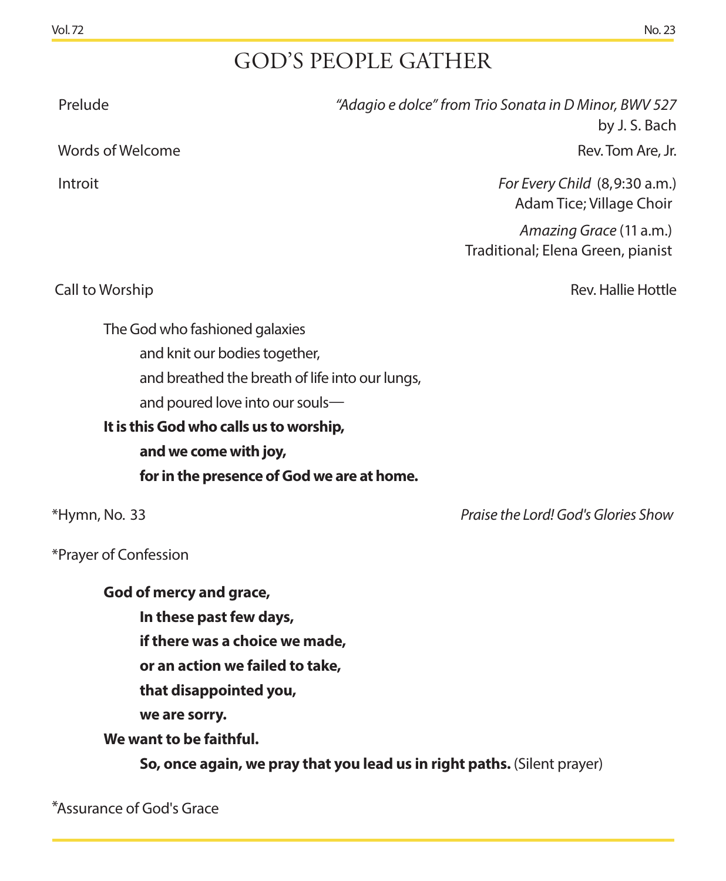# GOD'S PEOPLE GATHER

Prelude — *"Adagio e dolce" from Trio Sonata in D Minor, BWV 527* by J. S. Bach

Words of Welcome — Rev. Tom Are, Jr.

Introit — *For Every Child* (8, 9:30 a.m.)
Adam Tice; Village Choir

*Amazing Grace* (11 a.m.)
Traditional; Elena Green, pianist

Call to Worship — Rev. Hallie Hottle

The God who fashioned galaxies
and knit our bodies together,
and breathed the breath of life into our lungs,
and poured love into our souls—
**It is this God who calls us to worship,**
**and we come with joy,**
**for in the presence of God we are at home.**

*Hymn, No. 33 — *Praise the Lord! God's Glories Show*

*Prayer of Confession

**God of mercy and grace,**
**In these past few days,**
**if there was a choice we made,**
**or an action we failed to take,**
**that disappointed you,**
**we are sorry.**
**We want to be faithful.**
**So, once again, we pray that you lead us in right paths.** (Silent prayer)

*Assurance of God's Grace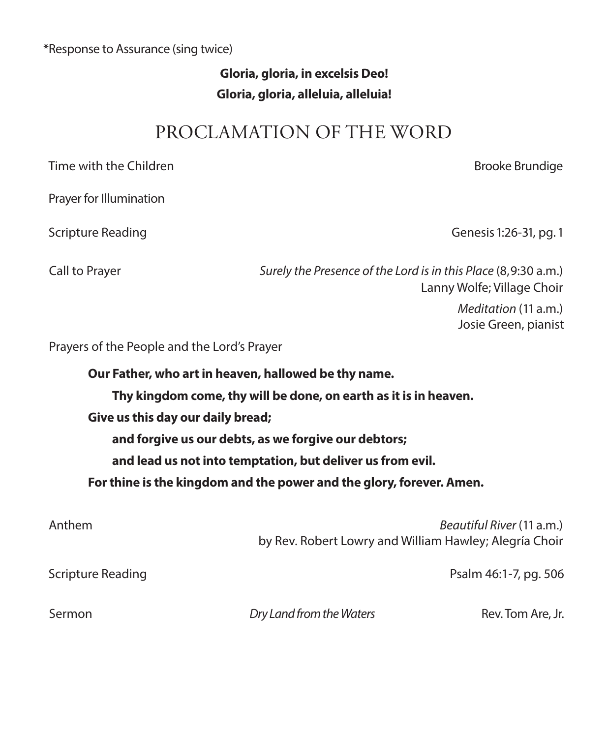*Response to Assurance (sing twice)

**Gloria, gloria, in excelsis Deo!**
**Gloria, gloria, alleluia, alleluia!**

## PROCLAMATION OF THE WORD

Time with the Children — Brooke Brundige

Prayer for Illumination

Scripture Reading — Genesis 1:26-31, pg. 1

Call to Prayer — *Surely the Presence of the Lord is in this Place* (8, 9:30 a.m.)
Lanny Wolfe; Village Choir
*Meditation* (11 a.m.)
Josie Green, pianist

Prayers of the People and the Lord's Prayer

**Our Father, who art in heaven, hallowed be thy name.**
**Thy kingdom come, thy will be done, on earth as it is in heaven.**
**Give us this day our daily bread;**
**and forgive us our debts, as we forgive our debtors;**
**and lead us not into temptation, but deliver us from evil.**
**For thine is the kingdom and the power and the glory, forever. Amen.**

Anthem — *Beautiful River* (11 a.m.)
by Rev. Robert Lowry and William Hawley; Alegría Choir

Scripture Reading — Psalm 46:1-7, pg. 506

Sermon — *Dry Land from the Waters* — Rev. Tom Are, Jr.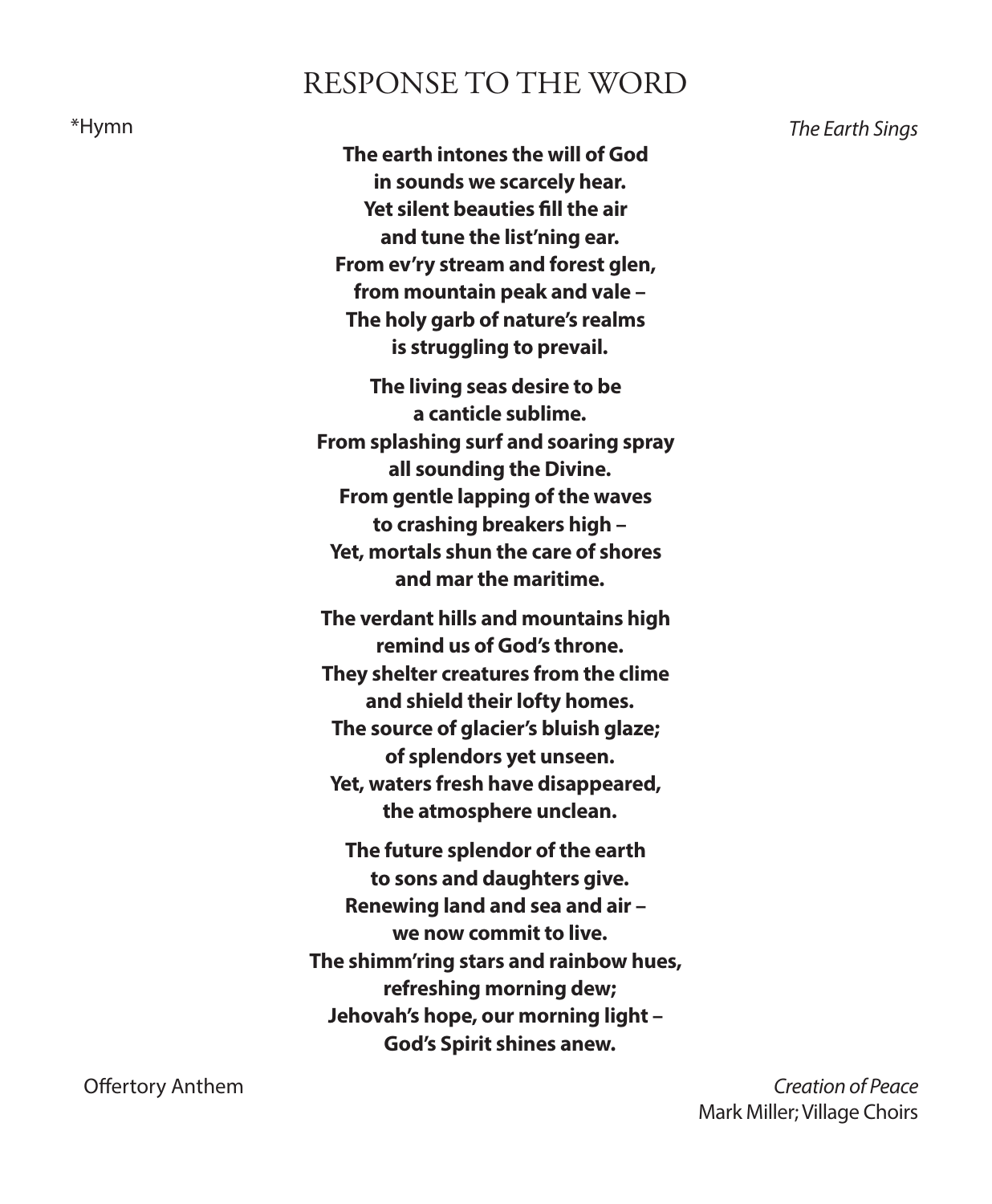# RESPONSE TO THE WORD

*Hymn *The Earth Sings*

**The earth intones the will of God**
**in sounds we scarcely hear.**
**Yet silent beauties fill the air**
**and tune the list'ning ear.**
**From ev'ry stream and forest glen,**
**from mountain peak and vale –**
**The holy garb of nature's realms**
**is struggling to prevail.**

**The living seas desire to be**
**a canticle sublime.**
**From splashing surf and soaring spray**
**all sounding the Divine.**
**From gentle lapping of the waves**
**to crashing breakers high –**
**Yet, mortals shun the care of shores**
**and mar the maritime.**

**The verdant hills and mountains high**
**remind us of God's throne.**
**They shelter creatures from the clime**
**and shield their lofty homes.**
**The source of glacier's bluish glaze;**
**of splendors yet unseen.**
**Yet, waters fresh have disappeared,**
**the atmosphere unclean.**

**The future splendor of the earth**
**to sons and daughters give.**
**Renewing land and sea and air –**
**we now commit to live.**
**The shimm'ring stars and rainbow hues,**
**refreshing morning dew;**
**Jehovah's hope, our morning light –**
**God's Spirit shines anew.**

Offertory Anthem *Creation of Peace*
Mark Miller; Village Choirs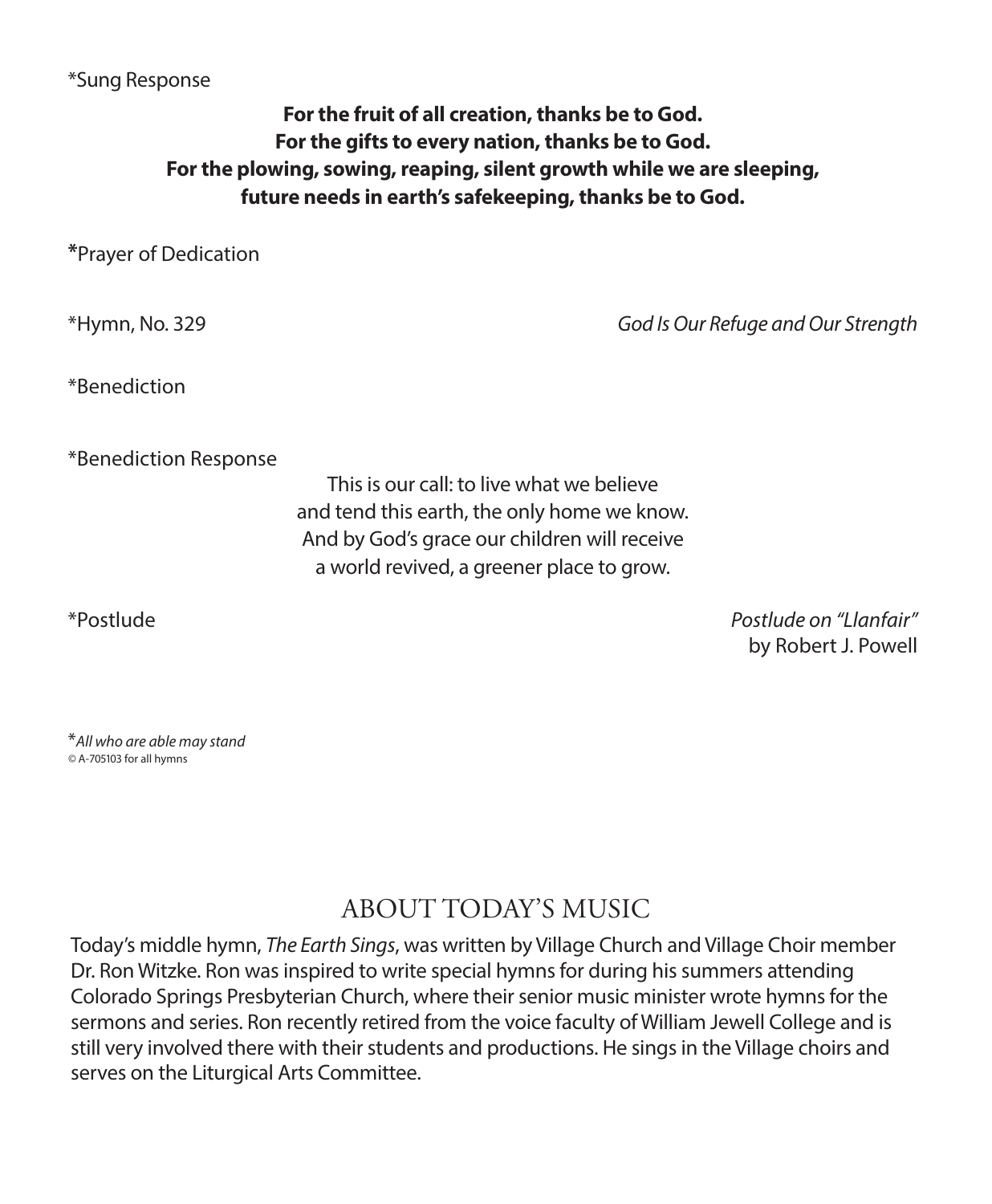*Sung Response

**For the fruit of all creation, thanks be to God.**
**For the gifts to every nation, thanks be to God.**
**For the plowing, sowing, reaping, silent growth while we are sleeping,**
**future needs in earth's safekeeping, thanks be to God.**

*Prayer of Dedication

*Hymn, No. 329 — *God Is Our Refuge and Our Strength*

*Benediction

*Benediction Response

This is our call: to live what we believe
and tend this earth, the only home we know.
And by God's grace our children will receive
a world revived, a greener place to grow.

*Postlude — *Postlude on "Llanfair"* by Robert J. Powell

**All who are able may stand*
© A-705103 for all hymns

## ABOUT TODAY'S MUSIC

Today's middle hymn, *The Earth Sings*, was written by Village Church and Village Choir member Dr. Ron Witzke. Ron was inspired to write special hymns for during his summers attending Colorado Springs Presbyterian Church, where their senior music minister wrote hymns for the sermons and series. Ron recently retired from the voice faculty of William Jewell College and is still very involved there with their students and productions. He sings in the Village choirs and serves on the Liturgical Arts Committee.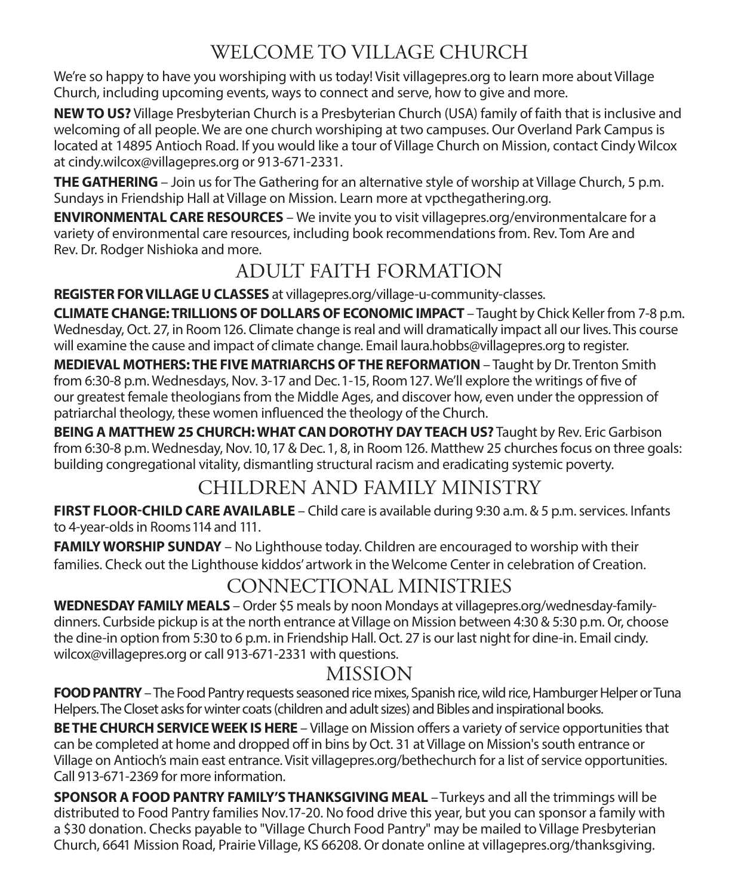# WELCOME TO VILLAGE CHURCH

We're so happy to have you worshiping with us today! Visit villagepres.org to learn more about Village Church, including upcoming events, ways to connect and serve, how to give and more.

**NEW TO US?** Village Presbyterian Church is a Presbyterian Church (USA) family of faith that is inclusive and welcoming of all people. We are one church worshiping at two campuses. Our Overland Park Campus is located at 14895 Antioch Road. If you would like a tour of Village Church on Mission, contact Cindy Wilcox at cindy.wilcox@villagepres.org or 913-671-2331.

**THE GATHERING** – Join us for The Gathering for an alternative style of worship at Village Church, 5 p.m. Sundays in Friendship Hall at Village on Mission. Learn more at vpcthegathering.org.

**ENVIRONMENTAL CARE RESOURCES** – We invite you to visit villagepres.org/environmentalcare for a variety of environmental care resources, including book recommendations from. Rev. Tom Are and Rev. Dr. Rodger Nishioka and more.

# ADULT FAITH FORMATION

**REGISTER FOR VILLAGE U CLASSES** at villagepres.org/village-u-community-classes.

**CLIMATE CHANGE: TRILLIONS OF DOLLARS OF ECONOMIC IMPACT** – Taught by Chick Keller from 7-8 p.m. Wednesday, Oct. 27, in Room 126. Climate change is real and will dramatically impact all our lives. This course will examine the cause and impact of climate change. Email laura.hobbs@villagepres.org to register.

**MEDIEVAL MOTHERS: THE FIVE MATRIARCHS OF THE REFORMATION** – Taught by Dr. Trenton Smith from 6:30-8 p.m. Wednesdays, Nov. 3-17 and Dec. 1-15, Room 127. We'll explore the writings of five of our greatest female theologians from the Middle Ages, and discover how, even under the oppression of patriarchal theology, these women influenced the theology of the Church.

**BEING A MATTHEW 25 CHURCH: WHAT CAN DOROTHY DAY TEACH US?** Taught by Rev. Eric Garbison from 6:30-8 p.m. Wednesday, Nov. 10, 17 & Dec. 1, 8, in Room 126. Matthew 25 churches focus on three goals: building congregational vitality, dismantling structural racism and eradicating systemic poverty.

# CHILDREN AND FAMILY MINISTRY

**FIRST FLOOR-CHILD CARE AVAILABLE** – Child care is available during 9:30 a.m. & 5 p.m. services. Infants to 4-year-olds in Rooms 114 and 111.

**FAMILY WORSHIP SUNDAY** – No Lighthouse today. Children are encouraged to worship with their families. Check out the Lighthouse kiddos' artwork in the Welcome Center in celebration of Creation.

# CONNECTIONAL MINISTRIES

**WEDNESDAY FAMILY MEALS** – Order $5 meals by noon Mondays at villagepres.org/wednesday-family-dinners. Curbside pickup is at the north entrance at Village on Mission between 4:30 & 5:30 p.m. Or, choose the dine-in option from 5:30 to 6 p.m. in Friendship Hall. Oct. 27 is our last night for dine-in. Email cindy.wilcox@villagepres.org or call 913-671-2331 with questions.

# MISSION

**FOOD PANTRY** – The Food Pantry requests seasoned rice mixes, Spanish rice, wild rice, Hamburger Helper or Tuna Helpers. The Closet asks for winter coats (children and adult sizes) and Bibles and inspirational books.

**BE THE CHURCH SERVICE WEEK IS HERE** – Village on Mission offers a variety of service opportunities that can be completed at home and dropped off in bins by Oct. 31 at Village on Mission's south entrance or Village on Antioch's main east entrance. Visit villagepres.org/bethechurch for a list of service opportunities. Call 913-671-2369 for more information.

**SPONSOR A FOOD PANTRY FAMILY'S THANKSGIVING MEAL** – Turkeys and all the trimmings will be distributed to Food Pantry families Nov.17-20. No food drive this year, but you can sponsor a family with a $30 donation. Checks payable to "Village Church Food Pantry" may be mailed to Village Presbyterian Church, 6641 Mission Road, Prairie Village, KS 66208. Or donate online at villagepres.org/thanksgiving.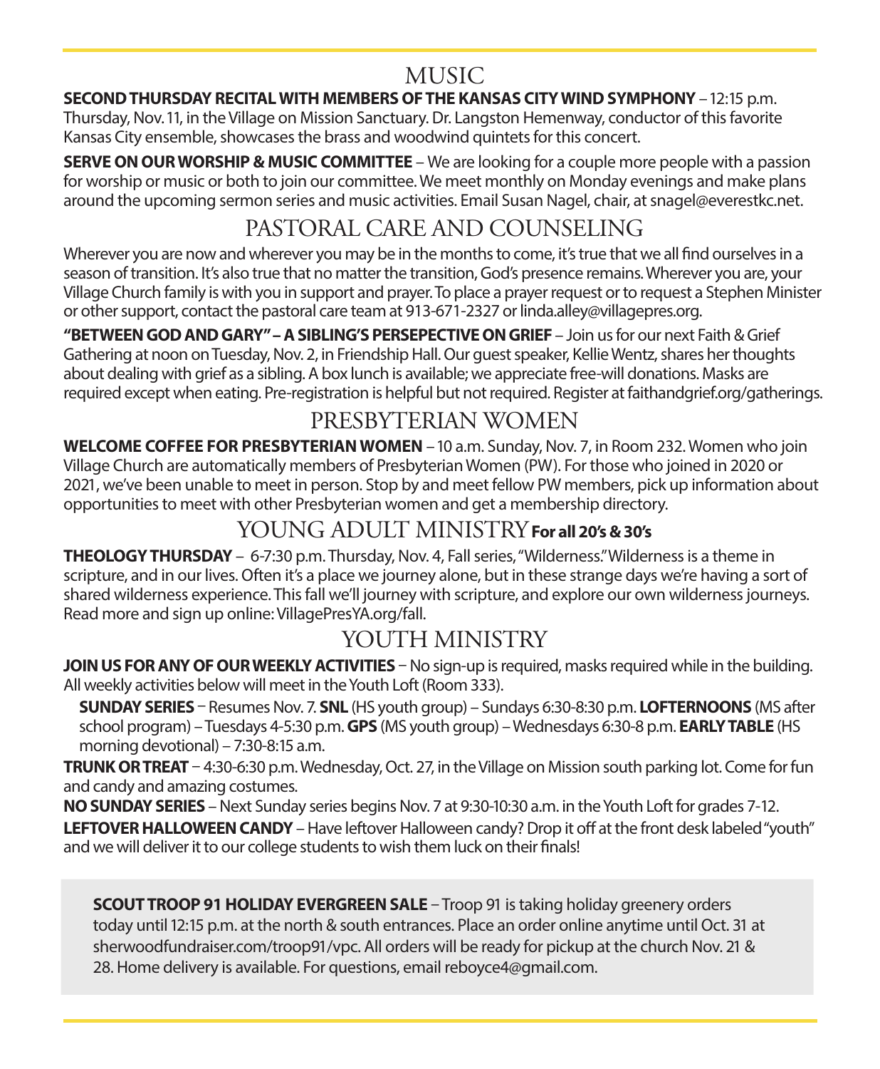## MUSIC

**SECOND THURSDAY RECITAL WITH MEMBERS OF THE KANSAS CITY WIND SYMPHONY** – 12:15 p.m. Thursday, Nov. 11, in the Village on Mission Sanctuary. Dr. Langston Hemenway, conductor of this favorite Kansas City ensemble, showcases the brass and woodwind quintets for this concert.

**SERVE ON OUR WORSHIP & MUSIC COMMITTEE** – We are looking for a couple more people with a passion for worship or music or both to join our committee. We meet monthly on Monday evenings and make plans around the upcoming sermon series and music activities. Email Susan Nagel, chair, at snagel@everestkc.net.

## PASTORAL CARE AND COUNSELING

Wherever you are now and wherever you may be in the months to come, it's true that we all find ourselves in a season of transition. It's also true that no matter the transition, God's presence remains. Wherever you are, your Village Church family is with you in support and prayer. To place a prayer request or to request a Stephen Minister or other support, contact the pastoral care team at 913-671-2327 or linda.alley@villagepres.org.

**"BETWEEN GOD AND GARY" – A SIBLING'S PERSEPECTIVE ON GRIEF** – Join us for our next Faith & Grief Gathering at noon on Tuesday, Nov. 2, in Friendship Hall. Our guest speaker, Kellie Wentz, shares her thoughts about dealing with grief as a sibling. A box lunch is available; we appreciate free-will donations. Masks are required except when eating. Pre-registration is helpful but not required. Register at faithandgrief.org/gatherings.

## PRESBYTERIAN WOMEN

**WELCOME COFFEE FOR PRESBYTERIAN WOMEN** – 10 a.m. Sunday, Nov. 7, in Room 232. Women who join Village Church are automatically members of Presbyterian Women (PW). For those who joined in 2020 or 2021, we've been unable to meet in person. Stop by and meet fellow PW members, pick up information about opportunities to meet with other Presbyterian women and get a membership directory.

## YOUNG ADULT MINISTRY **For all 20's & 30's**

**THEOLOGY THURSDAY** – 6-7:30 p.m. Thursday, Nov. 4, Fall series, "Wilderness." Wilderness is a theme in scripture, and in our lives. Often it's a place we journey alone, but in these strange days we're having a sort of shared wilderness experience. This fall we'll journey with scripture, and explore our own wilderness journeys. Read more and sign up online: VillagePresYA.org/fall.

## YOUTH MINISTRY

**JOIN US FOR ANY OF OUR WEEKLY ACTIVITIES** – No sign-up is required, masks required while in the building. All weekly activities below will meet in the Youth Loft (Room 333).

**SUNDAY SERIES** – Resumes Nov. 7. **SNL** (HS youth group) – Sundays 6:30-8:30 p.m. **LOFTERNOONS** (MS after school program) – Tuesdays 4-5:30 p.m. **GPS** (MS youth group) – Wednesdays 6:30-8 p.m. **EARLY TABLE** (HS morning devotional) – 7:30-8:15 a.m.

**TRUNK OR TREAT** – 4:30-6:30 p.m. Wednesday, Oct. 27, in the Village on Mission south parking lot. Come for fun and candy and amazing costumes.

**NO SUNDAY SERIES** – Next Sunday series begins Nov. 7 at 9:30-10:30 a.m. in the Youth Loft for grades 7-12.

**LEFTOVER HALLOWEEN CANDY** – Have leftover Halloween candy? Drop it off at the front desk labeled "youth" and we will deliver it to our college students to wish them luck on their finals!

**SCOUT TROOP 91 HOLIDAY EVERGREEN SALE** – Troop 91 is taking holiday greenery orders today until 12:15 p.m. at the north & south entrances. Place an order online anytime until Oct. 31 at sherwoodfundraiser.com/troop91/vpc. All orders will be ready for pickup at the church Nov. 21 & 28. Home delivery is available. For questions, email reboyce4@gmail.com.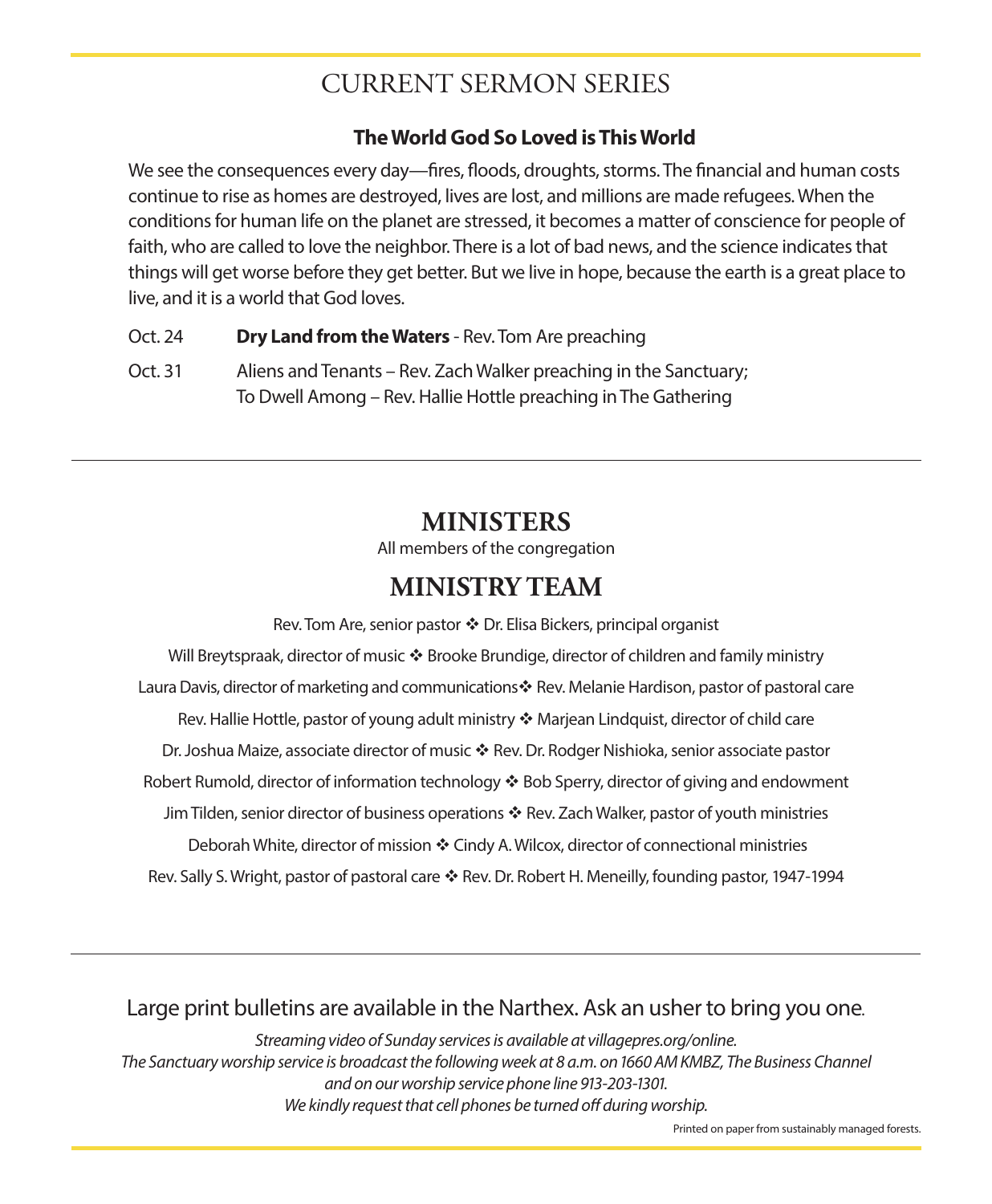# CURRENT SERMON SERIES

### The World God So Loved is This World

We see the consequences every day—fires, floods, droughts, storms. The financial and human costs continue to rise as homes are destroyed, lives are lost, and millions are made refugees. When the conditions for human life on the planet are stressed, it becomes a matter of conscience for people of faith, who are called to love the neighbor. There is a lot of bad news, and the science indicates that things will get worse before they get better. But we live in hope, because the earth is a great place to live, and it is a world that God loves.

Oct. 24 **Dry Land from the Waters** - Rev. Tom Are preaching

Oct. 31 Aliens and Tenants – Rev. Zach Walker preaching in the Sanctuary;
To Dwell Among – Rev. Hallie Hottle preaching in The Gathering

---

## MINISTERS

All members of the congregation

## MINISTRY TEAM

Rev. Tom Are, senior pastor ❖ Dr. Elisa Bickers, principal organist

Will Breytspraak, director of music ❖ Brooke Brundige, director of children and family ministry

Laura Davis, director of marketing and communications❖ Rev. Melanie Hardison, pastor of pastoral care

Rev. Hallie Hottle, pastor of young adult ministry ❖ Marjean Lindquist, director of child care

Dr. Joshua Maize, associate director of music ❖ Rev. Dr. Rodger Nishioka, senior associate pastor

Robert Rumold, director of information technology ❖ Bob Sperry, director of giving and endowment

Jim Tilden, senior director of business operations ❖ Rev. Zach Walker, pastor of youth ministries

Deborah White, director of mission ❖ Cindy A. Wilcox, director of connectional ministries

Rev. Sally S. Wright, pastor of pastoral care ❖ Rev. Dr. Robert H. Meneilly, founding pastor, 1947-1994

---

Large print bulletins are available in the Narthex. Ask an usher to bring you one.

*Streaming video of Sunday services is available at villagepres.org/online.*
*The Sanctuary worship service is broadcast the following week at 8 a.m. on 1660 AM KMBZ, The Business Channel and on our worship service phone line 913-203-1301.*
*We kindly request that cell phones be turned off during worship.*

Printed on paper from sustainably managed forests.